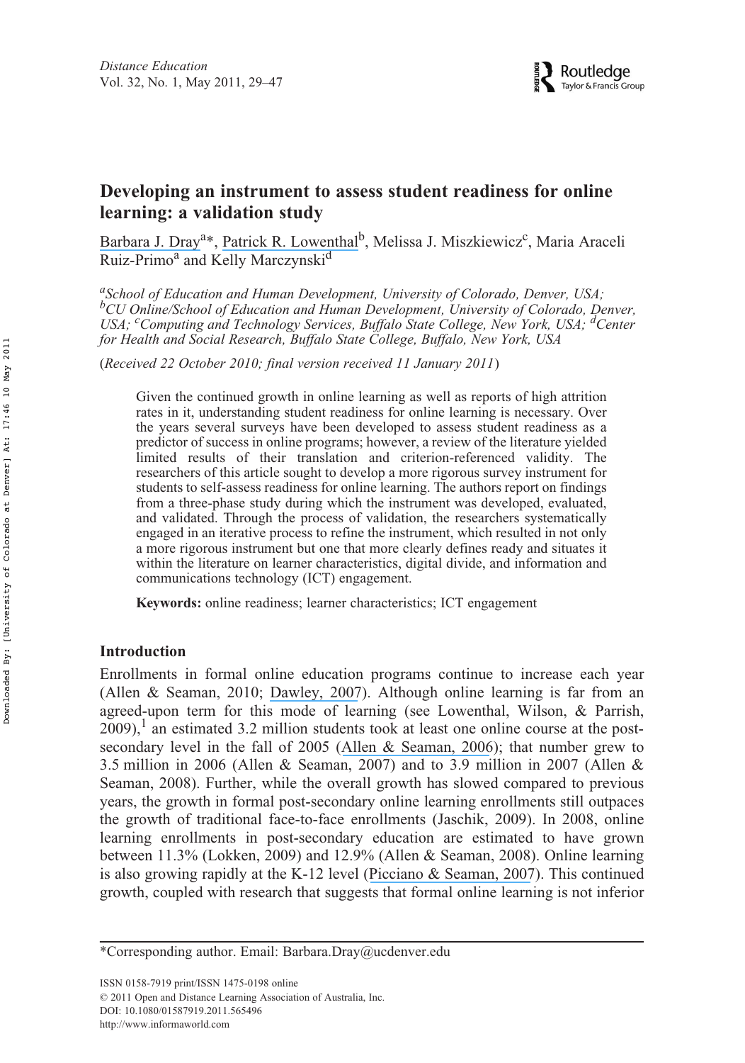# Developing an instrument to assess student readiness for online learning: a validation study

Barbara J. Dray[a]*, Patrick R. Lowenthal[b], Melissa J. Miszkiewicz[c], Maria Araceli Ruiz-Primo[a] and Kelly Marczynski[d]

[a]*School of Education and Human Development, University of Colorado, Denver, USA;* [b]*CU Online/School of Education and Human Development, University of Colorado, Denver, USA;* [c]*Computing and Technology Services, Buffalo State College, New York, USA;* [d]*Center for Health and Social Research, Buffalo State College, Buffalo, New York, USA*

(*Received 22 October 2010; final version received 11 January 2011*)

Given the continued growth in online learning as well as reports of high attrition rates in it, understanding student readiness for online learning is necessary. Over the years several surveys have been developed to assess student readiness as a predictor of success in online programs; however, a review of the literature yielded limited results of their translation and criterion-referenced validity. The researchers of this article sought to develop a more rigorous survey instrument for students to self-assess readiness for online learning. The authors report on findings from a three-phase study during which the instrument was developed, evaluated, and validated. Through the process of validation, the researchers systematically engaged in an iterative process to refine the instrument, which resulted in not only a more rigorous instrument but one that more clearly defines ready and situates it within the literature on learner characteristics, digital divide, and information and communications technology (ICT) engagement.

**Keywords:** online readiness; learner characteristics; ICT engagement

## Introduction

Enrollments in formal online education programs continue to increase each year (Allen & Seaman, 2010; Dawley, 2007). Although online learning is far from an agreed-upon term for this mode of learning (see Lowenthal, Wilson, & Parrish, 2009),[1] an estimated 3.2 million students took at least one online course at the post-secondary level in the fall of 2005 (Allen & Seaman, 2006); that number grew to 3.5 million in 2006 (Allen & Seaman, 2007) and to 3.9 million in 2007 (Allen & Seaman, 2008). Further, while the overall growth has slowed compared to previous years, the growth in formal post-secondary online learning enrollments still outpaces the growth of traditional face-to-face enrollments (Jaschik, 2009). In 2008, online learning enrollments in post-secondary education are estimated to have grown between 11.3% (Lokken, 2009) and 12.9% (Allen & Seaman, 2008). Online learning is also growing rapidly at the K-12 level (Picciano & Seaman, 2007). This continued growth, coupled with research that suggests that formal online learning is not inferior

*Corresponding author. Email: Barbara.Dray@ucdenver.edu

ISSN 0158-7919 print/ISSN 1475-0198 online
© 2011 Open and Distance Learning Association of Australia, Inc.
DOI: 10.1080/01587919.2011.565496
http://www.informaworld.com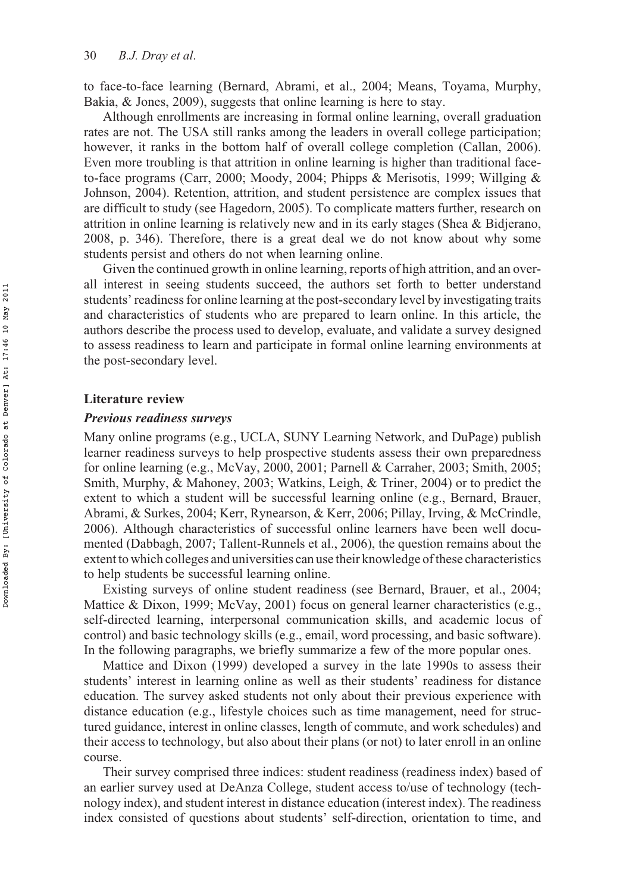to face-to-face learning (Bernard, Abrami, et al., 2004; Means, Toyama, Murphy, Bakia, & Jones, 2009), suggests that online learning is here to stay.

Although enrollments are increasing in formal online learning, overall graduation rates are not. The USA still ranks among the leaders in overall college participation; however, it ranks in the bottom half of overall college completion (Callan, 2006). Even more troubling is that attrition in online learning is higher than traditional face-to-face programs (Carr, 2000; Moody, 2004; Phipps & Merisotis, 1999; Willging & Johnson, 2004). Retention, attrition, and student persistence are complex issues that are difficult to study (see Hagedorn, 2005). To complicate matters further, research on attrition in online learning is relatively new and in its early stages (Shea & Bidjerano, 2008, p. 346). Therefore, there is a great deal we do not know about why some students persist and others do not when learning online.

Given the continued growth in online learning, reports of high attrition, and an overall interest in seeing students succeed, the authors set forth to better understand students' readiness for online learning at the post-secondary level by investigating traits and characteristics of students who are prepared to learn online. In this article, the authors describe the process used to develop, evaluate, and validate a survey designed to assess readiness to learn and participate in formal online learning environments at the post-secondary level.

## Literature review

### *Previous readiness surveys*

Many online programs (e.g., UCLA, SUNY Learning Network, and DuPage) publish learner readiness surveys to help prospective students assess their own preparedness for online learning (e.g., McVay, 2000, 2001; Parnell & Carraher, 2003; Smith, 2005; Smith, Murphy, & Mahoney, 2003; Watkins, Leigh, & Triner, 2004) or to predict the extent to which a student will be successful learning online (e.g., Bernard, Brauer, Abrami, & Surkes, 2004; Kerr, Rynearson, & Kerr, 2006; Pillay, Irving, & McCrindle, 2006). Although characteristics of successful online learners have been well documented (Dabbagh, 2007; Tallent-Runnels et al., 2006), the question remains about the extent to which colleges and universities can use their knowledge of these characteristics to help students be successful learning online.

Existing surveys of online student readiness (see Bernard, Brauer, et al., 2004; Mattice & Dixon, 1999; McVay, 2001) focus on general learner characteristics (e.g., self-directed learning, interpersonal communication skills, and academic locus of control) and basic technology skills (e.g., email, word processing, and basic software). In the following paragraphs, we briefly summarize a few of the more popular ones.

Mattice and Dixon (1999) developed a survey in the late 1990s to assess their students' interest in learning online as well as their students' readiness for distance education. The survey asked students not only about their previous experience with distance education (e.g., lifestyle choices such as time management, need for structured guidance, interest in online classes, length of commute, and work schedules) and their access to technology, but also about their plans (or not) to later enroll in an online course.

Their survey comprised three indices: student readiness (readiness index) based of an earlier survey used at DeAnza College, student access to/use of technology (technology index), and student interest in distance education (interest index). The readiness index consisted of questions about students' self-direction, orientation to time, and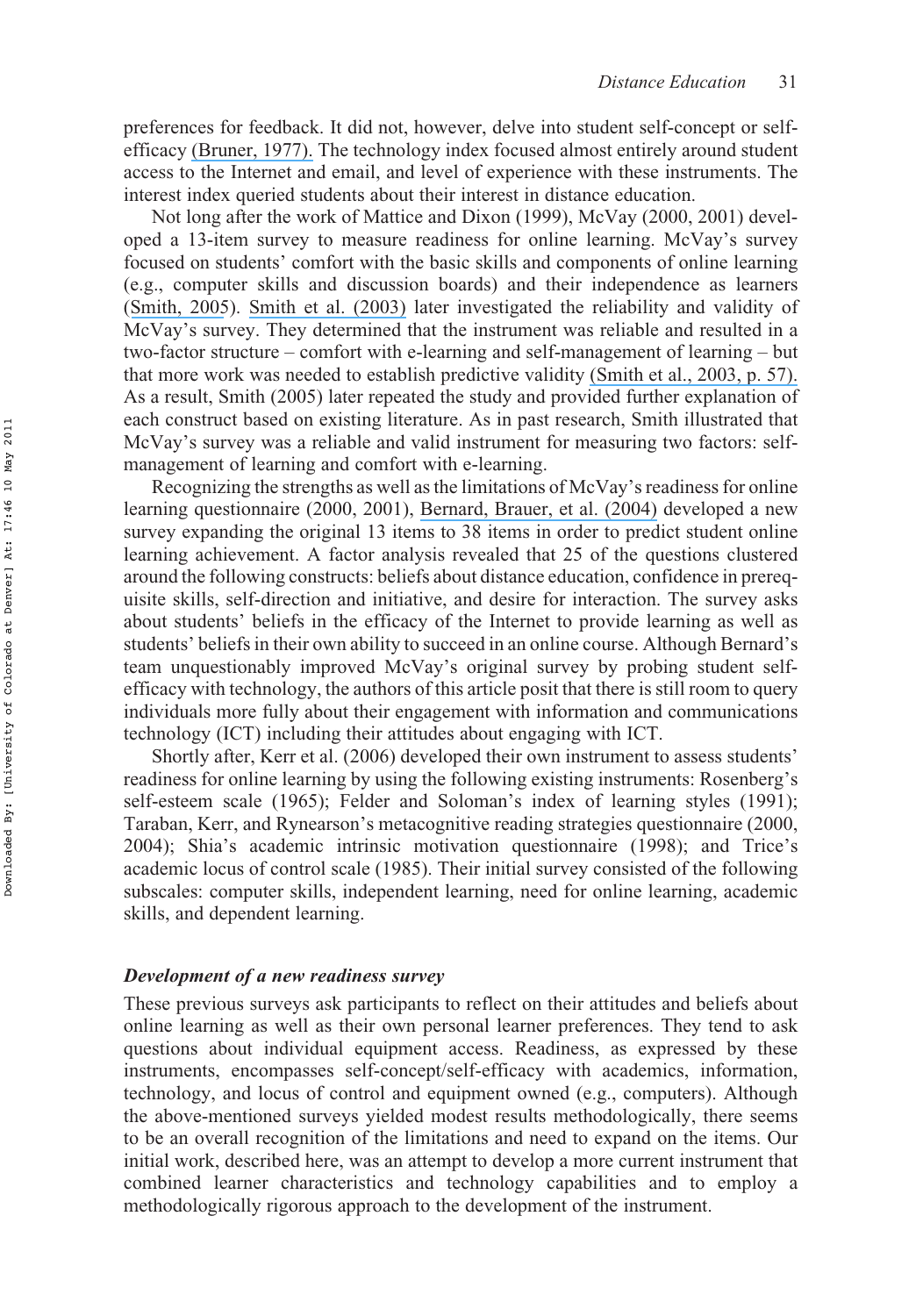preferences for feedback. It did not, however, delve into student self-concept or self-efficacy (Bruner, 1977). The technology index focused almost entirely around student access to the Internet and email, and level of experience with these instruments. The interest index queried students about their interest in distance education.

Not long after the work of Mattice and Dixon (1999), McVay (2000, 2001) developed a 13-item survey to measure readiness for online learning. McVay's survey focused on students' comfort with the basic skills and components of online learning (e.g., computer skills and discussion boards) and their independence as learners (Smith, 2005). Smith et al. (2003) later investigated the reliability and validity of McVay's survey. They determined that the instrument was reliable and resulted in a two-factor structure – comfort with e-learning and self-management of learning – but that more work was needed to establish predictive validity (Smith et al., 2003, p. 57). As a result, Smith (2005) later repeated the study and provided further explanation of each construct based on existing literature. As in past research, Smith illustrated that McVay's survey was a reliable and valid instrument for measuring two factors: self-management of learning and comfort with e-learning.

Recognizing the strengths as well as the limitations of McVay's readiness for online learning questionnaire (2000, 2001), Bernard, Brauer, et al. (2004) developed a new survey expanding the original 13 items to 38 items in order to predict student online learning achievement. A factor analysis revealed that 25 of the questions clustered around the following constructs: beliefs about distance education, confidence in prerequisite skills, self-direction and initiative, and desire for interaction. The survey asks about students' beliefs in the efficacy of the Internet to provide learning as well as students' beliefs in their own ability to succeed in an online course. Although Bernard's team unquestionably improved McVay's original survey by probing student self-efficacy with technology, the authors of this article posit that there is still room to query individuals more fully about their engagement with information and communications technology (ICT) including their attitudes about engaging with ICT.

Shortly after, Kerr et al. (2006) developed their own instrument to assess students' readiness for online learning by using the following existing instruments: Rosenberg's self-esteem scale (1965); Felder and Soloman's index of learning styles (1991); Taraban, Kerr, and Rynearson's metacognitive reading strategies questionnaire (2000, 2004); Shia's academic intrinsic motivation questionnaire (1998); and Trice's academic locus of control scale (1985). Their initial survey consisted of the following subscales: computer skills, independent learning, need for online learning, academic skills, and dependent learning.

### *Development of a new readiness survey*

These previous surveys ask participants to reflect on their attitudes and beliefs about online learning as well as their own personal learner preferences. They tend to ask questions about individual equipment access. Readiness, as expressed by these instruments, encompasses self-concept/self-efficacy with academics, information, technology, and locus of control and equipment owned (e.g., computers). Although the above-mentioned surveys yielded modest results methodologically, there seems to be an overall recognition of the limitations and need to expand on the items. Our initial work, described here, was an attempt to develop a more current instrument that combined learner characteristics and technology capabilities and to employ a methodologically rigorous approach to the development of the instrument.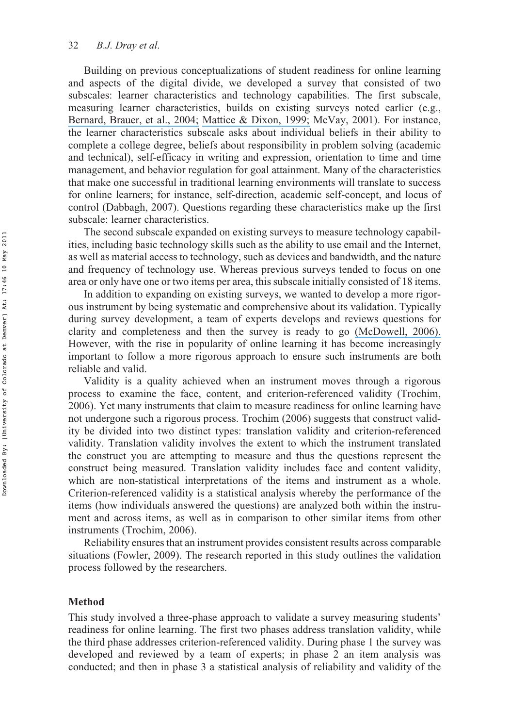Building on previous conceptualizations of student readiness for online learning and aspects of the digital divide, we developed a survey that consisted of two subscales: learner characteristics and technology capabilities. The first subscale, measuring learner characteristics, builds on existing surveys noted earlier (e.g., Bernard, Brauer, et al., 2004; Mattice & Dixon, 1999; McVay, 2001). For instance, the learner characteristics subscale asks about individual beliefs in their ability to complete a college degree, beliefs about responsibility in problem solving (academic and technical), self-efficacy in writing and expression, orientation to time and time management, and behavior regulation for goal attainment. Many of the characteristics that make one successful in traditional learning environments will translate to success for online learners; for instance, self-direction, academic self-concept, and locus of control (Dabbagh, 2007). Questions regarding these characteristics make up the first subscale: learner characteristics.

The second subscale expanded on existing surveys to measure technology capabilities, including basic technology skills such as the ability to use email and the Internet, as well as material access to technology, such as devices and bandwidth, and the nature and frequency of technology use. Whereas previous surveys tended to focus on one area or only have one or two items per area, this subscale initially consisted of 18 items.

In addition to expanding on existing surveys, we wanted to develop a more rigorous instrument by being systematic and comprehensive about its validation. Typically during survey development, a team of experts develops and reviews questions for clarity and completeness and then the survey is ready to go (McDowell, 2006). However, with the rise in popularity of online learning it has become increasingly important to follow a more rigorous approach to ensure such instruments are both reliable and valid.

Validity is a quality achieved when an instrument moves through a rigorous process to examine the face, content, and criterion-referenced validity (Trochim, 2006). Yet many instruments that claim to measure readiness for online learning have not undergone such a rigorous process. Trochim (2006) suggests that construct validity be divided into two distinct types: translation validity and criterion-referenced validity. Translation validity involves the extent to which the instrument translated the construct you are attempting to measure and thus the questions represent the construct being measured. Translation validity includes face and content validity, which are non-statistical interpretations of the items and instrument as a whole. Criterion-referenced validity is a statistical analysis whereby the performance of the items (how individuals answered the questions) are analyzed both within the instrument and across items, as well as in comparison to other similar items from other instruments (Trochim, 2006).

Reliability ensures that an instrument provides consistent results across comparable situations (Fowler, 2009). The research reported in this study outlines the validation process followed by the researchers.

## Method

This study involved a three-phase approach to validate a survey measuring students' readiness for online learning. The first two phases address translation validity, while the third phase addresses criterion-referenced validity. During phase 1 the survey was developed and reviewed by a team of experts; in phase 2 an item analysis was conducted; and then in phase 3 a statistical analysis of reliability and validity of the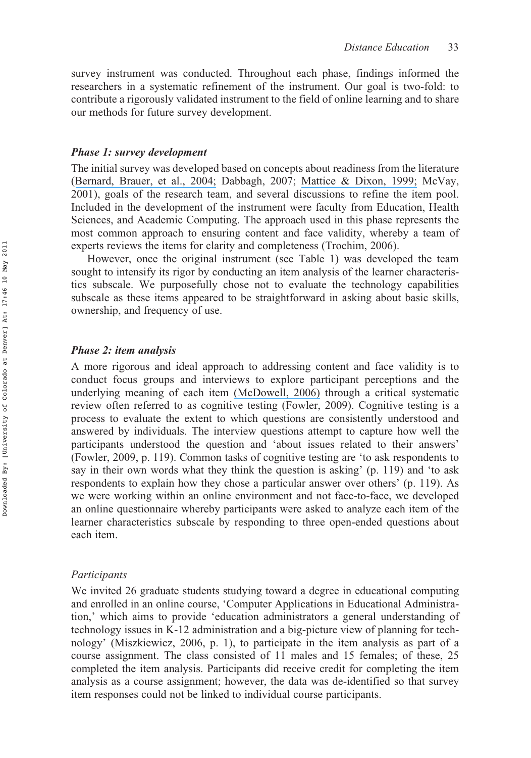survey instrument was conducted. Throughout each phase, findings informed the researchers in a systematic refinement of the instrument. Our goal is two-fold: to contribute a rigorously validated instrument to the field of online learning and to share our methods for future survey development.

### *Phase 1: survey development*

The initial survey was developed based on concepts about readiness from the literature (Bernard, Brauer, et al., 2004; Dabbagh, 2007; Mattice & Dixon, 1999; McVay, 2001), goals of the research team, and several discussions to refine the item pool. Included in the development of the instrument were faculty from Education, Health Sciences, and Academic Computing. The approach used in this phase represents the most common approach to ensuring content and face validity, whereby a team of experts reviews the items for clarity and completeness (Trochim, 2006).

However, once the original instrument (see Table 1) was developed the team sought to intensify its rigor by conducting an item analysis of the learner characteristics subscale. We purposefully chose not to evaluate the technology capabilities subscale as these items appeared to be straightforward in asking about basic skills, ownership, and frequency of use.

### *Phase 2: item analysis*

A more rigorous and ideal approach to addressing content and face validity is to conduct focus groups and interviews to explore participant perceptions and the underlying meaning of each item (McDowell, 2006) through a critical systematic review often referred to as cognitive testing (Fowler, 2009). Cognitive testing is a process to evaluate the extent to which questions are consistently understood and answered by individuals. The interview questions attempt to capture how well the participants understood the question and 'about issues related to their answers' (Fowler, 2009, p. 119). Common tasks of cognitive testing are 'to ask respondents to say in their own words what they think the question is asking' (p. 119) and 'to ask respondents to explain how they chose a particular answer over others' (p. 119). As we were working within an online environment and not face-to-face, we developed an online questionnaire whereby participants were asked to analyze each item of the learner characteristics subscale by responding to three open-ended questions about each item.

#### *Participants*

We invited 26 graduate students studying toward a degree in educational computing and enrolled in an online course, 'Computer Applications in Educational Administration,' which aims to provide 'education administrators a general understanding of technology issues in K-12 administration and a big-picture view of planning for technology' (Miszkiewicz, 2006, p. 1), to participate in the item analysis as part of a course assignment. The class consisted of 11 males and 15 females; of these, 25 completed the item analysis. Participants did receive credit for completing the item analysis as a course assignment; however, the data was de-identified so that survey item responses could not be linked to individual course participants.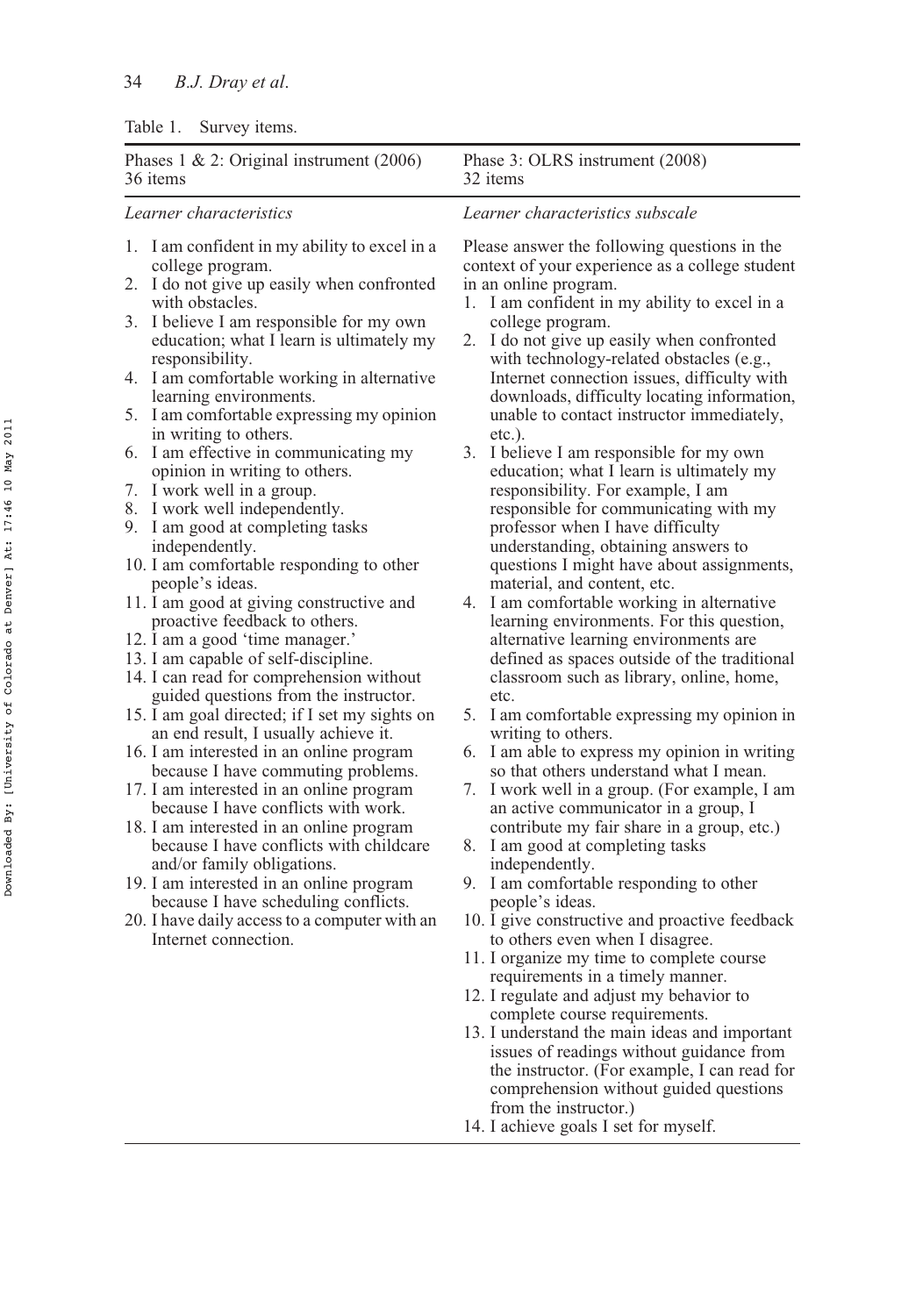Table 1. Survey items.

| Phases 1 & 2: Original instrument (2006) 36 items | Phase 3: OLRS instrument (2008) 32 items |
|---|---|
| *Learner characteristics* | *Learner characteristics subscale* |
| | Please answer the following questions in the context of your experience as a college student in an online program. |
| 1. I am confident in my ability to excel in a college program. | 1. I am confident in my ability to excel in a college program. |
| 2. I do not give up easily when confronted with obstacles. | 2. I do not give up easily when confronted with technology-related obstacles (e.g., Internet connection issues, difficulty with downloads, difficulty locating information, unable to contact instructor immediately, etc.). |
| 3. I believe I am responsible for my own education; what I learn is ultimately my responsibility. | 3. I believe I am responsible for my own education; what I learn is ultimately my responsibility. For example, I am responsible for communicating with my professor when I have difficulty understanding, obtaining answers to questions I might have about assignments, material, and content, etc. |
| 4. I am comfortable working in alternative learning environments. | 4. I am comfortable working in alternative learning environments. For this question, alternative learning environments are defined as spaces outside of the traditional classroom such as library, online, home, etc. |
| 5. I am comfortable expressing my opinion in writing to others. | 5. I am comfortable expressing my opinion in writing to others. |
| 6. I am effective in communicating my opinion in writing to others. | 6. I am able to express my opinion in writing so that others understand what I mean. |
| 7. I work well in a group. | 7. I work well in a group. (For example, I am an active communicator in a group, I contribute my fair share in a group, etc.) |
| 8. I work well independently. | 8. I am good at completing tasks independently. |
| 9. I am good at completing tasks independently. | 9. I am comfortable responding to other people's ideas. |
| 10. I am comfortable responding to other people's ideas. | 10. I give constructive and proactive feedback to others even when I disagree. |
| 11. I am good at giving constructive and proactive feedback to others. | 11. I organize my time to complete course requirements in a timely manner. |
| 12. I am a good 'time manager.' | 12. I regulate and adjust my behavior to complete course requirements. |
| 13. I am capable of self-discipline. | 13. I understand the main ideas and important issues of readings without guidance from the instructor. (For example, I can read for comprehension without guided questions from the instructor.) |
| 14. I can read for comprehension without guided questions from the instructor. | 14. I achieve goals I set for myself. |
| 15. I am goal directed; if I set my sights on an end result, I usually achieve it. | |
| 16. I am interested in an online program because I have commuting problems. | |
| 17. I am interested in an online program because I have conflicts with work. | |
| 18. I am interested in an online program because I have conflicts with childcare and/or family obligations. | |
| 19. I am interested in an online program because I have scheduling conflicts. | |
| 20. I have daily access to a computer with an Internet connection. | |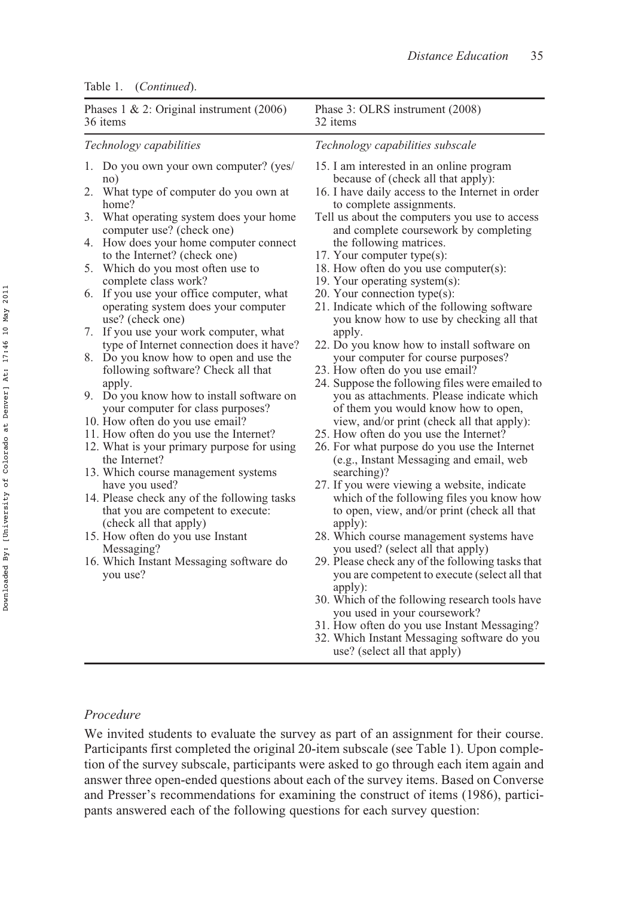Table 1. (*Continued*).

| Phases 1 & 2: Original instrument (2006) 36 items | Phase 3: OLRS instrument (2008) 32 items |
|---|---|
| *Technology capabilities* | *Technology capabilities subscale* |
| 1. Do you own your own computer? (yes/no)<br>2. What type of computer do you own at home?<br>3. What operating system does your home computer use? (check one)<br>4. How does your home computer connect to the Internet? (check one)<br>5. Which do you most often use to complete class work?<br>6. If you use your office computer, what operating system does your computer use? (check one)<br>7. If you use your work computer, what type of Internet connection does it have?<br>8. Do you know how to open and use the following software? Check all that apply.<br>9. Do you know how to install software on your computer for class purposes?<br>10. How often do you use email?<br>11. How often do you use the Internet?<br>12. What is your primary purpose for using the Internet?<br>13. Which course management systems have you used?<br>14. Please check any of the following tasks that you are competent to execute: (check all that apply)<br>15. How often do you use Instant Messaging?<br>16. Which Instant Messaging software do you use? | 15. I am interested in an online program because of (check all that apply):<br>16. I have daily access to the Internet in order to complete assignments.<br>Tell us about the computers you use to access and complete coursework by completing the following matrices.<br>17. Your computer type(s):<br>18. How often do you use computer(s):<br>19. Your operating system(s):<br>20. Your connection type(s):<br>21. Indicate which of the following software you know how to use by checking all that apply.<br>22. Do you know how to install software on your computer for course purposes?<br>23. How often do you use email?<br>24. Suppose the following files were emailed to you as attachments. Please indicate which of them you would know how to open, view, and/or print (check all that apply):<br>25. How often do you use the Internet?<br>26. For what purpose do you use the Internet (e.g., Instant Messaging and email, web searching)?<br>27. If you were viewing a website, indicate which of the following files you know how to open, view, and/or print (check all that apply):<br>28. Which course management systems have you used? (select all that apply)<br>29. Please check any of the following tasks that you are competent to execute (select all that apply):<br>30. Which of the following research tools have you used in your coursework?<br>31. How often do you use Instant Messaging?<br>32. Which Instant Messaging software do you use? (select all that apply) |

### *Procedure*

We invited students to evaluate the survey as part of an assignment for their course. Participants first completed the original 20-item subscale (see Table 1). Upon completion of the survey subscale, participants were asked to go through each item again and answer three open-ended questions about each of the survey items. Based on Converse and Presser's recommendations for examining the construct of items (1986), participants answered each of the following questions for each survey question: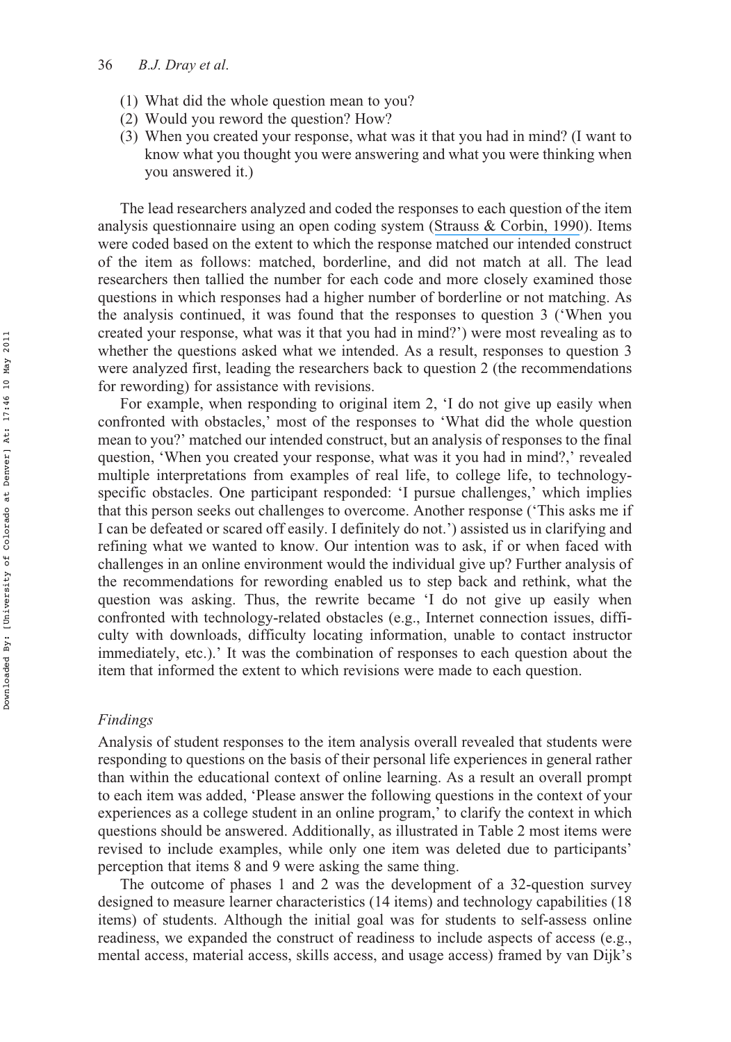(1) What did the whole question mean to you?
(2) Would you reword the question? How?
(3) When you created your response, what was it that you had in mind? (I want to know what you thought you were answering and what you were thinking when you answered it.)

The lead researchers analyzed and coded the responses to each question of the item analysis questionnaire using an open coding system (Strauss & Corbin, 1990). Items were coded based on the extent to which the response matched our intended construct of the item as follows: matched, borderline, and did not match at all. The lead researchers then tallied the number for each code and more closely examined those questions in which responses had a higher number of borderline or not matching. As the analysis continued, it was found that the responses to question 3 ('When you created your response, what was it that you had in mind?') were most revealing as to whether the questions asked what we intended. As a result, responses to question 3 were analyzed first, leading the researchers back to question 2 (the recommendations for rewording) for assistance with revisions.

For example, when responding to original item 2, 'I do not give up easily when confronted with obstacles,' most of the responses to 'What did the whole question mean to you?' matched our intended construct, but an analysis of responses to the final question, 'When you created your response, what was it you had in mind?,' revealed multiple interpretations from examples of real life, to college life, to technology-specific obstacles. One participant responded: 'I pursue challenges,' which implies that this person seeks out challenges to overcome. Another response ('This asks me if I can be defeated or scared off easily. I definitely do not.') assisted us in clarifying and refining what we wanted to know. Our intention was to ask, if or when faced with challenges in an online environment would the individual give up? Further analysis of the recommendations for rewording enabled us to step back and rethink, what the question was asking. Thus, the rewrite became 'I do not give up easily when confronted with technology-related obstacles (e.g., Internet connection issues, difficulty with downloads, difficulty locating information, unable to contact instructor immediately, etc.).' It was the combination of responses to each question about the item that informed the extent to which revisions were made to each question.

### *Findings*

Analysis of student responses to the item analysis overall revealed that students were responding to questions on the basis of their personal life experiences in general rather than within the educational context of online learning. As a result an overall prompt to each item was added, 'Please answer the following questions in the context of your experiences as a college student in an online program,' to clarify the context in which questions should be answered. Additionally, as illustrated in Table 2 most items were revised to include examples, while only one item was deleted due to participants' perception that items 8 and 9 were asking the same thing.

The outcome of phases 1 and 2 was the development of a 32-question survey designed to measure learner characteristics (14 items) and technology capabilities (18 items) of students. Although the initial goal was for students to self-assess online readiness, we expanded the construct of readiness to include aspects of access (e.g., mental access, material access, skills access, and usage access) framed by van Dijk's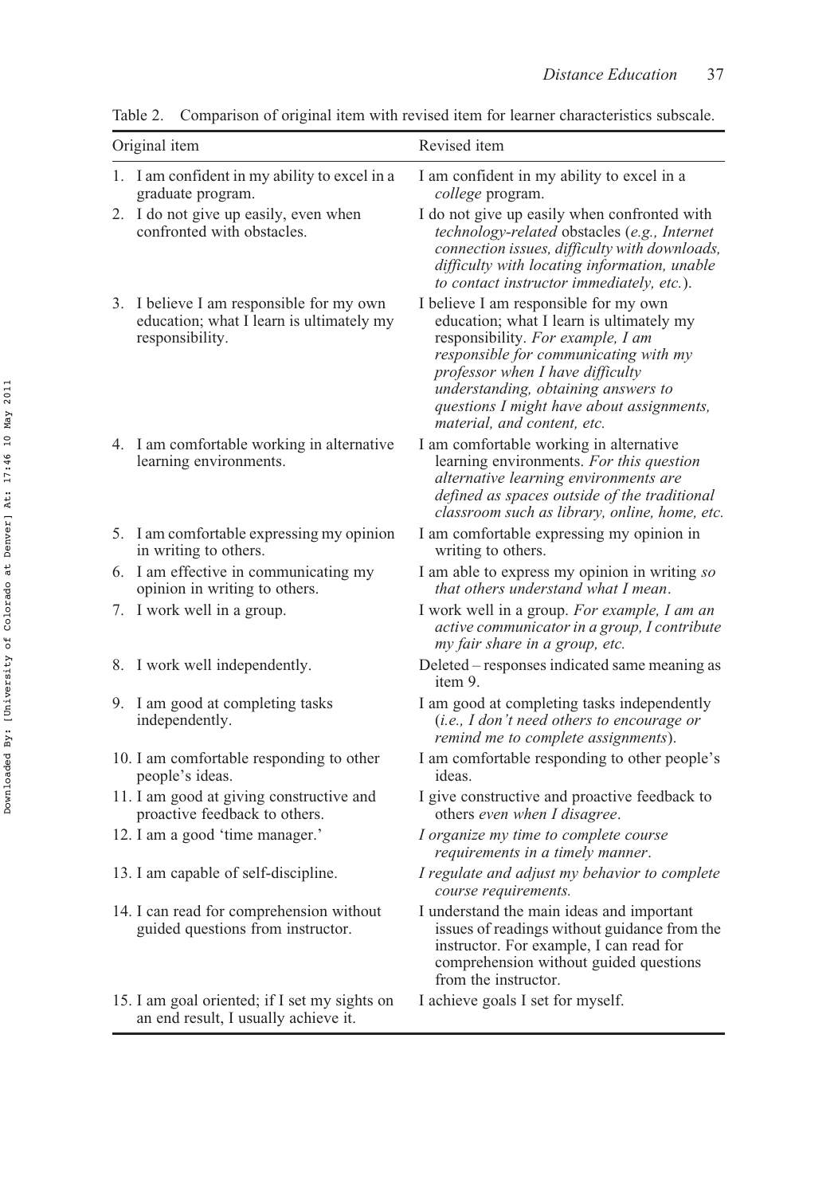Table 2. Comparison of original item with revised item for learner characteristics subscale.

| Original item | Revised item |
|---|---|
| 1. I am confident in my ability to excel in a graduate program. | I am confident in my ability to excel in a *college* program. |
| 2. I do not give up easily, even when confronted with obstacles. | I do not give up easily when confronted with *technology-related* obstacles (*e.g., Internet connection issues, difficulty with downloads, difficulty with locating information, unable to contact instructor immediately, etc.*). |
| 3. I believe I am responsible for my own education; what I learn is ultimately my responsibility. | I believe I am responsible for my own education; what I learn is ultimately my responsibility. *For example, I am responsible for communicating with my professor when I have difficulty understanding, obtaining answers to questions I might have about assignments, material, and content, etc.* |
| 4. I am comfortable working in alternative learning environments. | I am comfortable working in alternative learning environments. *For this question alternative learning environments are defined as spaces outside of the traditional classroom such as library, online, home, etc.* |
| 5. I am comfortable expressing my opinion in writing to others. | I am comfortable expressing my opinion in writing to others. |
| 6. I am effective in communicating my opinion in writing to others. | I am able to express my opinion in writing *so that others understand what I mean*. |
| 7. I work well in a group. | I work well in a group. *For example, I am an active communicator in a group, I contribute my fair share in a group, etc.* |
| 8. I work well independently. | Deleted – responses indicated same meaning as item 9. |
| 9. I am good at completing tasks independently. | I am good at completing tasks independently (*i.e., I don't need others to encourage or remind me to complete assignments*). |
| 10. I am comfortable responding to other people's ideas. | I am comfortable responding to other people's ideas. |
| 11. I am good at giving constructive and proactive feedback to others. | I give constructive and proactive feedback to others *even when I disagree*. |
| 12. I am a good 'time manager.' | *I organize my time to complete course requirements in a timely manner*. |
| 13. I am capable of self-discipline. | *I regulate and adjust my behavior to complete course requirements.* |
| 14. I can read for comprehension without guided questions from instructor. | I understand the main ideas and important issues of readings without guidance from the instructor. For example, I can read for comprehension without guided questions from the instructor. |
| 15. I am goal oriented; if I set my sights on an end result, I usually achieve it. | I achieve goals I set for myself. |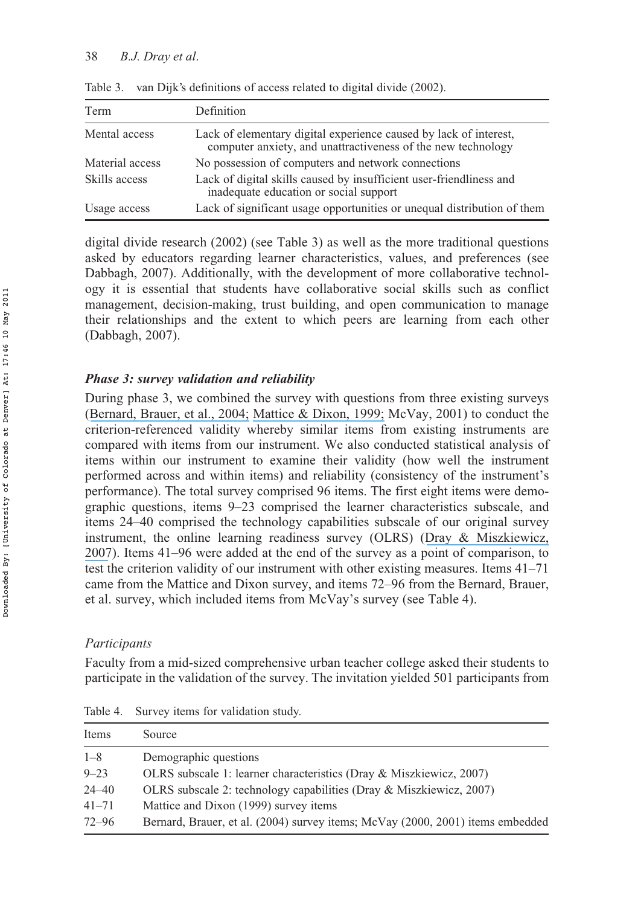Table 3. van Dijk's definitions of access related to digital divide (2002).

| Term | Definition |
| --- | --- |
| Mental access | Lack of elementary digital experience caused by lack of interest, computer anxiety, and unattractiveness of the new technology |
| Material access | No possession of computers and network connections |
| Skills access | Lack of digital skills caused by insufficient user-friendliness and inadequate education or social support |
| Usage access | Lack of significant usage opportunities or unequal distribution of them |

digital divide research (2002) (see Table 3) as well as the more traditional questions asked by educators regarding learner characteristics, values, and preferences (see Dabbagh, 2007). Additionally, with the development of more collaborative technology it is essential that students have collaborative social skills such as conflict management, decision-making, trust building, and open communication to manage their relationships and the extent to which peers are learning from each other (Dabbagh, 2007).

### *Phase 3: survey validation and reliability*

During phase 3, we combined the survey with questions from three existing surveys (Bernard, Brauer, et al., 2004; Mattice & Dixon, 1999; McVay, 2001) to conduct the criterion-referenced validity whereby similar items from existing instruments are compared with items from our instrument. We also conducted statistical analysis of items within our instrument to examine their validity (how well the instrument performed across and within items) and reliability (consistency of the instrument's performance). The total survey comprised 96 items. The first eight items were demographic questions, items 9–23 comprised the learner characteristics subscale, and items 24–40 comprised the technology capabilities subscale of our original survey instrument, the online learning readiness survey (OLRS) (Dray & Miszkiewicz, 2007). Items 41–96 were added at the end of the survey as a point of comparison, to test the criterion validity of our instrument with other existing measures. Items 41–71 came from the Mattice and Dixon survey, and items 72–96 from the Bernard, Brauer, et al. survey, which included items from McVay's survey (see Table 4).

#### *Participants*

Faculty from a mid-sized comprehensive urban teacher college asked their students to participate in the validation of the survey. The invitation yielded 501 participants from

Table 4. Survey items for validation study.

| Items | Source |
| --- | --- |
| 1–8 | Demographic questions |
| 9–23 | OLRS subscale 1: learner characteristics (Dray & Miszkiewicz, 2007) |
| 24–40 | OLRS subscale 2: technology capabilities (Dray & Miszkiewicz, 2007) |
| 41–71 | Mattice and Dixon (1999) survey items |
| 72–96 | Bernard, Brauer, et al. (2004) survey items; McVay (2000, 2001) items embedded |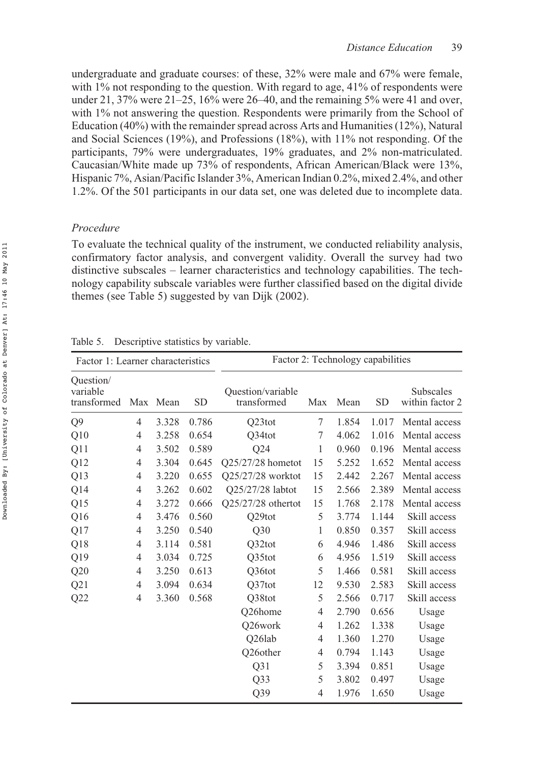undergraduate and graduate courses: of these, 32% were male and 67% were female, with 1% not responding to the question. With regard to age, 41% of respondents were under 21, 37% were 21–25, 16% were 26–40, and the remaining 5% were 41 and over, with 1% not answering the question. Respondents were primarily from the School of Education (40%) with the remainder spread across Arts and Humanities (12%), Natural and Social Sciences (19%), and Professions (18%), with 11% not responding. Of the participants, 79% were undergraduates, 19% graduates, and 2% non-matriculated. Caucasian/White made up 73% of respondents, African American/Black were 13%, Hispanic 7%, Asian/Pacific Islander 3%, American Indian 0.2%, mixed 2.4%, and other 1.2%. Of the 501 participants in our data set, one was deleted due to incomplete data.

### *Procedure*

To evaluate the technical quality of the instrument, we conducted reliability analysis, confirmatory factor analysis, and convergent validity. Overall the survey had two distinctive subscales – learner characteristics and technology capabilities. The technology capability subscale variables were further classified based on the digital divide themes (see Table 5) suggested by van Dijk (2002).

Table 5. Descriptive statistics by variable.

| Factor 1: Learner characteristics | | | | Factor 2: Technology capabilities | | | | |
|---|---|---|---|---|---|---|---|---|
| Question/ variable transformed | Max | Mean | SD | Question/variable transformed | Max | Mean | SD | Subscales within factor 2 |
| Q9 | 4 | 3.328 | 0.786 | Q23tot | 7 | 1.854 | 1.017 | Mental access |
| Q10 | 4 | 3.258 | 0.654 | Q34tot | 7 | 4.062 | 1.016 | Mental access |
| Q11 | 4 | 3.502 | 0.589 | Q24 | 1 | 0.960 | 0.196 | Mental access |
| Q12 | 4 | 3.304 | 0.645 | Q25/27/28 hometot | 15 | 5.252 | 1.652 | Mental access |
| Q13 | 4 | 3.220 | 0.655 | Q25/27/28 worktot | 15 | 2.442 | 2.267 | Mental access |
| Q14 | 4 | 3.262 | 0.602 | Q25/27/28 labtot | 15 | 2.566 | 2.389 | Mental access |
| Q15 | 4 | 3.272 | 0.666 | Q25/27/28 othertot | 15 | 1.768 | 2.178 | Mental access |
| Q16 | 4 | 3.476 | 0.560 | Q29tot | 5 | 3.774 | 1.144 | Skill access |
| Q17 | 4 | 3.250 | 0.540 | Q30 | 1 | 0.850 | 0.357 | Skill access |
| Q18 | 4 | 3.114 | 0.581 | Q32tot | 6 | 4.946 | 1.486 | Skill access |
| Q19 | 4 | 3.034 | 0.725 | Q35tot | 6 | 4.956 | 1.519 | Skill access |
| Q20 | 4 | 3.250 | 0.613 | Q36tot | 5 | 1.466 | 0.581 | Skill access |
| Q21 | 4 | 3.094 | 0.634 | Q37tot | 12 | 9.530 | 2.583 | Skill access |
| Q22 | 4 | 3.360 | 0.568 | Q38tot | 5 | 2.566 | 0.717 | Skill access |
| | | | | Q26home | 4 | 2.790 | 0.656 | Usage |
| | | | | Q26work | 4 | 1.262 | 1.338 | Usage |
| | | | | Q26lab | 4 | 1.360 | 1.270 | Usage |
| | | | | Q26other | 4 | 0.794 | 1.143 | Usage |
| | | | | Q31 | 5 | 3.394 | 0.851 | Usage |
| | | | | Q33 | 5 | 3.802 | 0.497 | Usage |
| | | | | Q39 | 4 | 1.976 | 1.650 | Usage |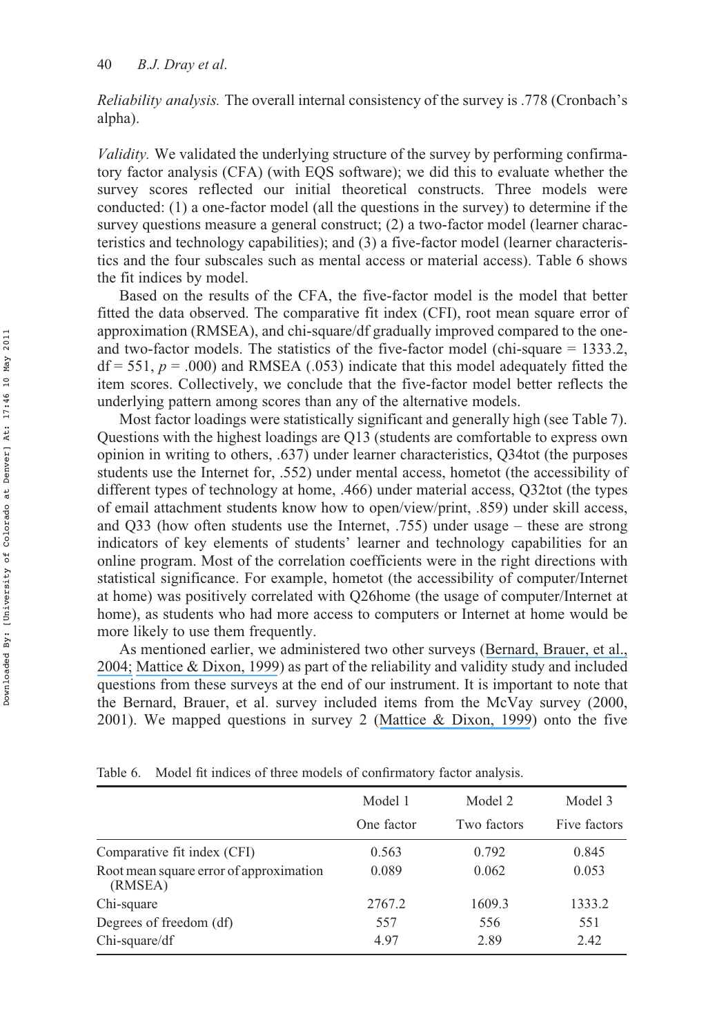*Reliability analysis.* The overall internal consistency of the survey is .778 (Cronbach's alpha).

*Validity.* We validated the underlying structure of the survey by performing confirmatory factor analysis (CFA) (with EQS software); we did this to evaluate whether the survey scores reflected our initial theoretical constructs. Three models were conducted: (1) a one-factor model (all the questions in the survey) to determine if the survey questions measure a general construct; (2) a two-factor model (learner characteristics and technology capabilities); and (3) a five-factor model (learner characteristics and the four subscales such as mental access or material access). Table 6 shows the fit indices by model.

Based on the results of the CFA, the five-factor model is the model that better fitted the data observed. The comparative fit index (CFI), root mean square error of approximation (RMSEA), and chi-square/df gradually improved compared to the one- and two-factor models. The statistics of the five-factor model (chi-square = 1333.2, df = 551, $p$ = .000) and RMSEA (.053) indicate that this model adequately fitted the item scores. Collectively, we conclude that the five-factor model better reflects the underlying pattern among scores than any of the alternative models.

Most factor loadings were statistically significant and generally high (see Table 7). Questions with the highest loadings are Q13 (students are comfortable to express own opinion in writing to others, .637) under learner characteristics, Q34tot (the purposes students use the Internet for, .552) under mental access, hometot (the accessibility of different types of technology at home, .466) under material access, Q32tot (the types of email attachment students know how to open/view/print, .859) under skill access, and Q33 (how often students use the Internet, .755) under usage – these are strong indicators of key elements of students' learner and technology capabilities for an online program. Most of the correlation coefficients were in the right directions with statistical significance. For example, hometot (the accessibility of computer/Internet at home) was positively correlated with Q26home (the usage of computer/Internet at home), as students who had more access to computers or Internet at home would be more likely to use them frequently.

As mentioned earlier, we administered two other surveys (Bernard, Brauer, et al., 2004; Mattice & Dixon, 1999) as part of the reliability and validity study and included questions from these surveys at the end of our instrument. It is important to note that the Bernard, Brauer, et al. survey included items from the McVay survey (2000, 2001). We mapped questions in survey 2 (Mattice & Dixon, 1999) onto the five

Table 6. Model fit indices of three models of confirmatory factor analysis.

| | Model 1 | Model 2 | Model 3 |
|---|---|---|---|
| | One factor | Two factors | Five factors |
| Comparative fit index (CFI) | 0.563 | 0.792 | 0.845 |
| Root mean square error of approximation (RMSEA) | 0.089 | 0.062 | 0.053 |
| Chi-square | 2767.2 | 1609.3 | 1333.2 |
| Degrees of freedom (df) | 557 | 556 | 551 |
| Chi-square/df | 4.97 | 2.89 | 2.42 |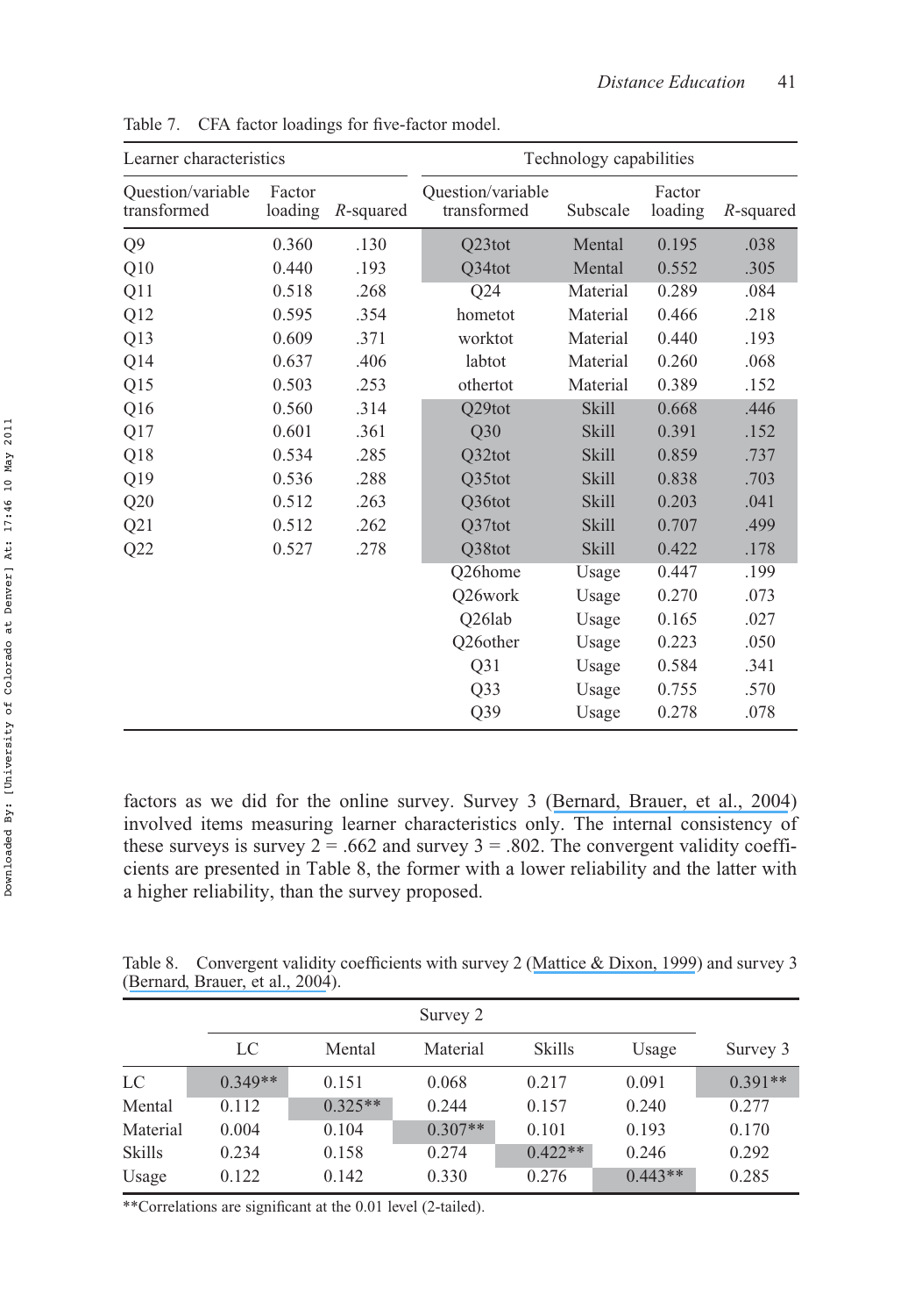Table 7. CFA factor loadings for five-factor model.

| Learner characteristics | | | Technology capabilities | | | |
|---|---|---|---|---|---|---|
| Question/variable transformed | Factor loading | *R*-squared | Question/variable transformed | Subscale | Factor loading | *R*-squared |
| Q9 | 0.360 | .130 | Q23tot | Mental | 0.195 | .038 |
| Q10 | 0.440 | .193 | Q34tot | Mental | 0.552 | .305 |
| Q11 | 0.518 | .268 | Q24 | Material | 0.289 | .084 |
| Q12 | 0.595 | .354 | hometot | Material | 0.466 | .218 |
| Q13 | 0.609 | .371 | worktot | Material | 0.440 | .193 |
| Q14 | 0.637 | .406 | labtot | Material | 0.260 | .068 |
| Q15 | 0.503 | .253 | othertot | Material | 0.389 | .152 |
| Q16 | 0.560 | .314 | Q29tot | Skill | 0.668 | .446 |
| Q17 | 0.601 | .361 | Q30 | Skill | 0.391 | .152 |
| Q18 | 0.534 | .285 | Q32tot | Skill | 0.859 | .737 |
| Q19 | 0.536 | .288 | Q35tot | Skill | 0.838 | .703 |
| Q20 | 0.512 | .263 | Q36tot | Skill | 0.203 | .041 |
| Q21 | 0.512 | .262 | Q37tot | Skill | 0.707 | .499 |
| Q22 | 0.527 | .278 | Q38tot | Skill | 0.422 | .178 |
| | | | Q26home | Usage | 0.447 | .199 |
| | | | Q26work | Usage | 0.270 | .073 |
| | | | Q26lab | Usage | 0.165 | .027 |
| | | | Q26other | Usage | 0.223 | .050 |
| | | | Q31 | Usage | 0.584 | .341 |
| | | | Q33 | Usage | 0.755 | .570 |
| | | | Q39 | Usage | 0.278 | .078 |

factors as we did for the online survey. Survey 3 (Bernard, Brauer, et al., 2004) involved items measuring learner characteristics only. The internal consistency of these surveys is survey 2 = .662 and survey 3 = .802. The convergent validity coefficients are presented in Table 8, the former with a lower reliability and the latter with a higher reliability, than the survey proposed.

Table 8. Convergent validity coefficients with survey 2 (Mattice & Dixon, 1999) and survey 3 (Bernard, Brauer, et al., 2004).

| | Survey 2 | | | | | |
|---|---|---|---|---|---|---|
| | LC | Mental | Material | Skills | Usage | Survey 3 |
| LC | 0.349** | 0.151 | 0.068 | 0.217 | 0.091 | 0.391** |
| Mental | 0.112 | 0.325** | 0.244 | 0.157 | 0.240 | 0.277 |
| Material | 0.004 | 0.104 | 0.307** | 0.101 | 0.193 | 0.170 |
| Skills | 0.234 | 0.158 | 0.274 | 0.422** | 0.246 | 0.292 |
| Usage | 0.122 | 0.142 | 0.330 | 0.276 | 0.443** | 0.285 |

**Correlations are significant at the 0.01 level (2-tailed).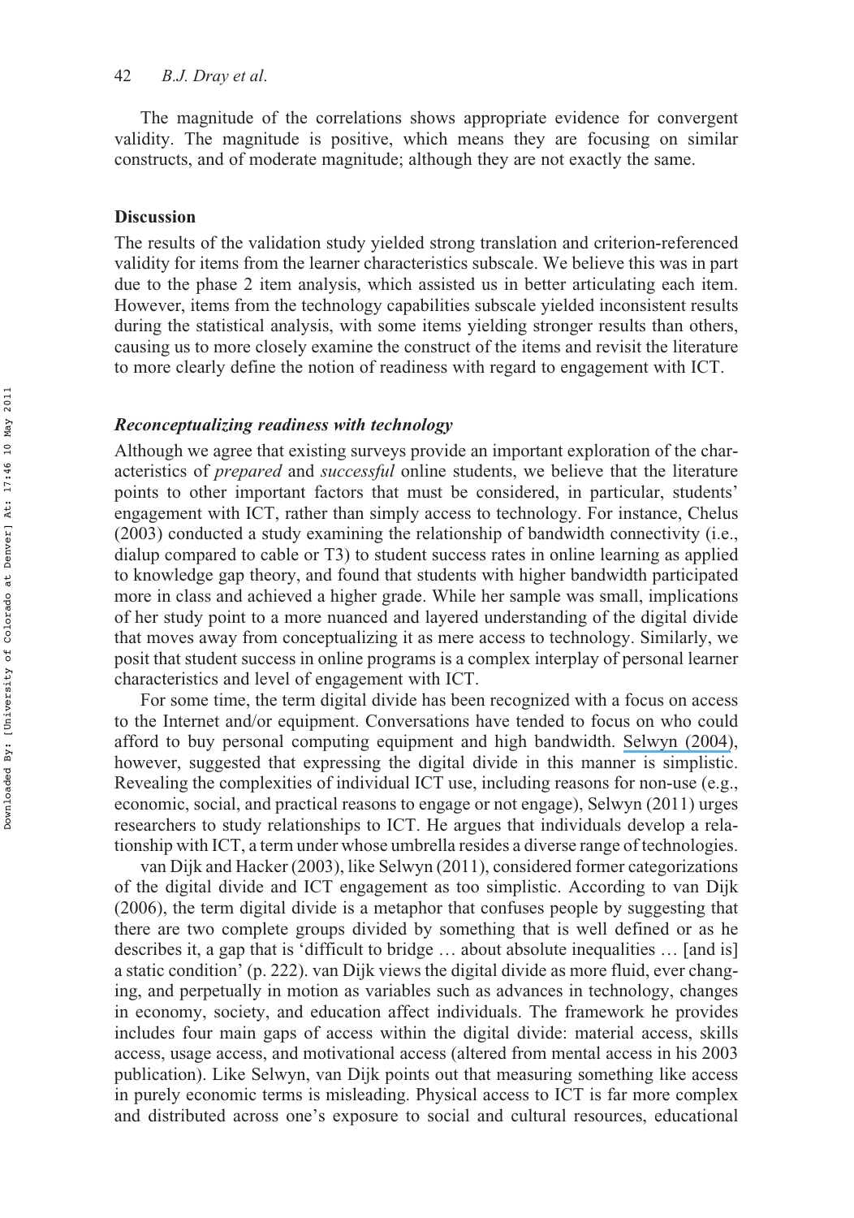The magnitude of the correlations shows appropriate evidence for convergent validity. The magnitude is positive, which means they are focusing on similar constructs, and of moderate magnitude; although they are not exactly the same.

## Discussion

The results of the validation study yielded strong translation and criterion-referenced validity for items from the learner characteristics subscale. We believe this was in part due to the phase 2 item analysis, which assisted us in better articulating each item. However, items from the technology capabilities subscale yielded inconsistent results during the statistical analysis, with some items yielding stronger results than others, causing us to more closely examine the construct of the items and revisit the literature to more clearly define the notion of readiness with regard to engagement with ICT.

### *Reconceptualizing readiness with technology*

Although we agree that existing surveys provide an important exploration of the characteristics of *prepared* and *successful* online students, we believe that the literature points to other important factors that must be considered, in particular, students' engagement with ICT, rather than simply access to technology. For instance, Chelus (2003) conducted a study examining the relationship of bandwidth connectivity (i.e., dialup compared to cable or T3) to student success rates in online learning as applied to knowledge gap theory, and found that students with higher bandwidth participated more in class and achieved a higher grade. While her sample was small, implications of her study point to a more nuanced and layered understanding of the digital divide that moves away from conceptualizing it as mere access to technology. Similarly, we posit that student success in online programs is a complex interplay of personal learner characteristics and level of engagement with ICT.

For some time, the term digital divide has been recognized with a focus on access to the Internet and/or equipment. Conversations have tended to focus on who could afford to buy personal computing equipment and high bandwidth. Selwyn (2004), however, suggested that expressing the digital divide in this manner is simplistic. Revealing the complexities of individual ICT use, including reasons for non-use (e.g., economic, social, and practical reasons to engage or not engage), Selwyn (2011) urges researchers to study relationships to ICT. He argues that individuals develop a relationship with ICT, a term under whose umbrella resides a diverse range of technologies.

van Dijk and Hacker (2003), like Selwyn (2011), considered former categorizations of the digital divide and ICT engagement as too simplistic. According to van Dijk (2006), the term digital divide is a metaphor that confuses people by suggesting that there are two complete groups divided by something that is well defined or as he describes it, a gap that is 'difficult to bridge … about absolute inequalities … [and is] a static condition' (p. 222). van Dijk views the digital divide as more fluid, ever changing, and perpetually in motion as variables such as advances in technology, changes in economy, society, and education affect individuals. The framework he provides includes four main gaps of access within the digital divide: material access, skills access, usage access, and motivational access (altered from mental access in his 2003 publication). Like Selwyn, van Dijk points out that measuring something like access in purely economic terms is misleading. Physical access to ICT is far more complex and distributed across one's exposure to social and cultural resources, educational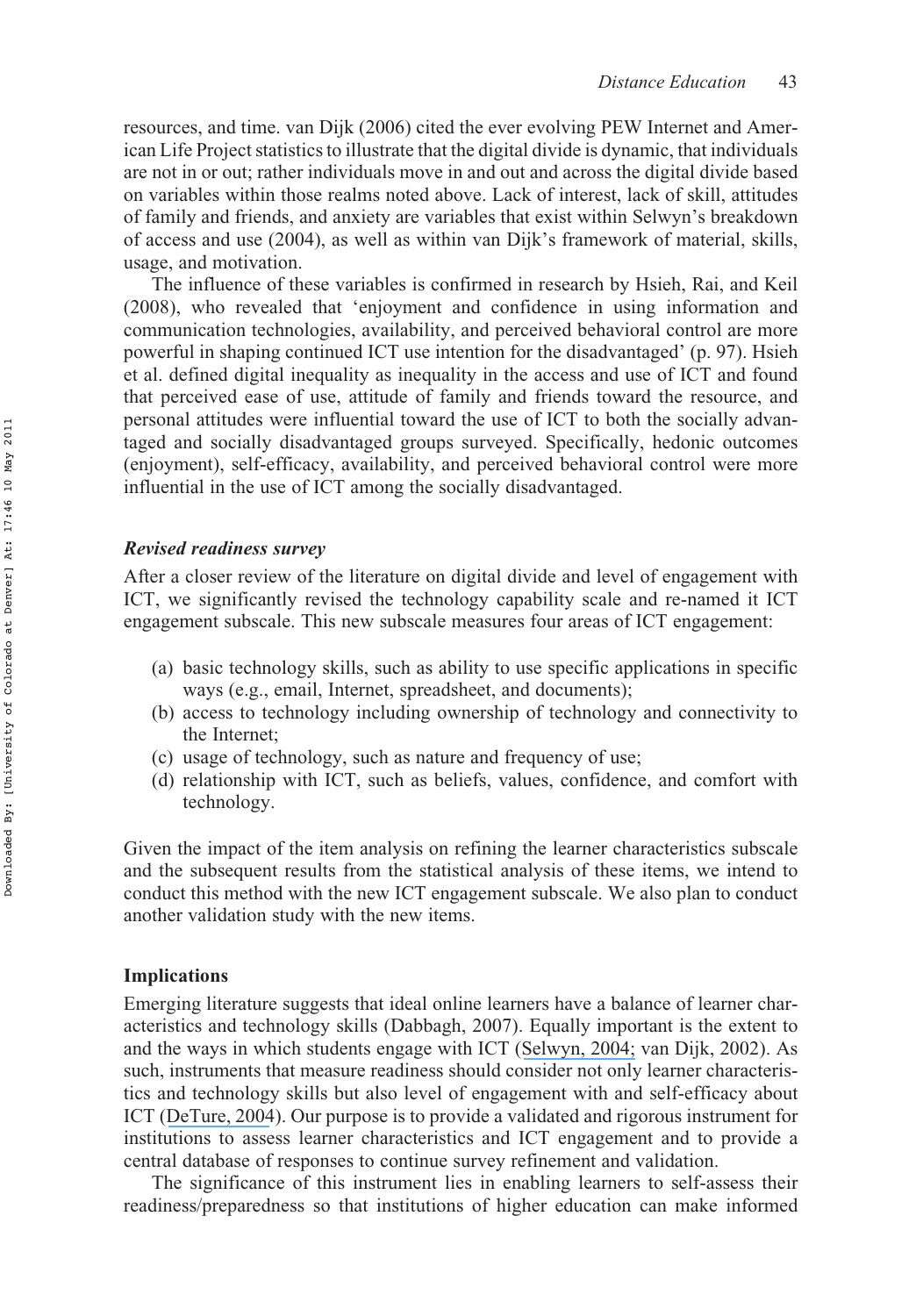resources, and time. van Dijk (2006) cited the ever evolving PEW Internet and American Life Project statistics to illustrate that the digital divide is dynamic, that individuals are not in or out; rather individuals move in and out and across the digital divide based on variables within those realms noted above. Lack of interest, lack of skill, attitudes of family and friends, and anxiety are variables that exist within Selwyn's breakdown of access and use (2004), as well as within van Dijk's framework of material, skills, usage, and motivation.

The influence of these variables is confirmed in research by Hsieh, Rai, and Keil (2008), who revealed that 'enjoyment and confidence in using information and communication technologies, availability, and perceived behavioral control are more powerful in shaping continued ICT use intention for the disadvantaged' (p. 97). Hsieh et al. defined digital inequality as inequality in the access and use of ICT and found that perceived ease of use, attitude of family and friends toward the resource, and personal attitudes were influential toward the use of ICT to both the socially advantaged and socially disadvantaged groups surveyed. Specifically, hedonic outcomes (enjoyment), self-efficacy, availability, and perceived behavioral control were more influential in the use of ICT among the socially disadvantaged.

### *Revised readiness survey*

After a closer review of the literature on digital divide and level of engagement with ICT, we significantly revised the technology capability scale and re-named it ICT engagement subscale. This new subscale measures four areas of ICT engagement:

(a) basic technology skills, such as ability to use specific applications in specific ways (e.g., email, Internet, spreadsheet, and documents);
(b) access to technology including ownership of technology and connectivity to the Internet;
(c) usage of technology, such as nature and frequency of use;
(d) relationship with ICT, such as beliefs, values, confidence, and comfort with technology.

Given the impact of the item analysis on refining the learner characteristics subscale and the subsequent results from the statistical analysis of these items, we intend to conduct this method with the new ICT engagement subscale. We also plan to conduct another validation study with the new items.

## Implications

Emerging literature suggests that ideal online learners have a balance of learner characteristics and technology skills (Dabbagh, 2007). Equally important is the extent to and the ways in which students engage with ICT (Selwyn, 2004; van Dijk, 2002). As such, instruments that measure readiness should consider not only learner characteristics and technology skills but also level of engagement with and self-efficacy about ICT (DeTure, 2004). Our purpose is to provide a validated and rigorous instrument for institutions to assess learner characteristics and ICT engagement and to provide a central database of responses to continue survey refinement and validation.

The significance of this instrument lies in enabling learners to self-assess their readiness/preparedness so that institutions of higher education can make informed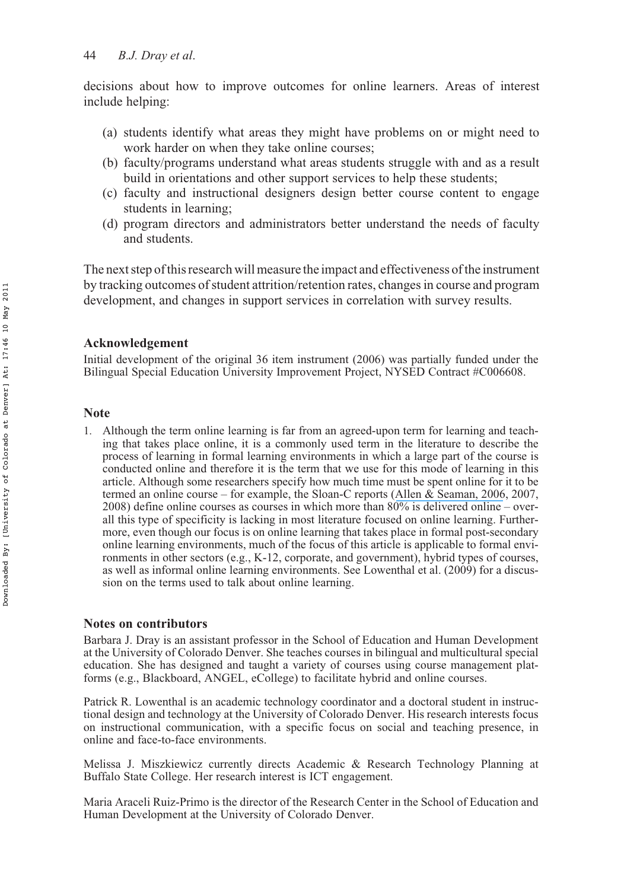decisions about how to improve outcomes for online learners. Areas of interest include helping:

(a) students identify what areas they might have problems on or might need to work harder on when they take online courses;
(b) faculty/programs understand what areas students struggle with and as a result build in orientations and other support services to help these students;
(c) faculty and instructional designers design better course content to engage students in learning;
(d) program directors and administrators better understand the needs of faculty and students.

The next step of this research will measure the impact and effectiveness of the instrument by tracking outcomes of student attrition/retention rates, changes in course and program development, and changes in support services in correlation with survey results.

## Acknowledgement

Initial development of the original 36 item instrument (2006) was partially funded under the Bilingual Special Education University Improvement Project, NYSED Contract #C006608.

## Note

1. Although the term online learning is far from an agreed-upon term for learning and teaching that takes place online, it is a commonly used term in the literature to describe the process of learning in formal learning environments in which a large part of the course is conducted online and therefore it is the term that we use for this mode of learning in this article. Although some researchers specify how much time must be spent online for it to be termed an online course – for example, the Sloan-C reports (Allen & Seaman, 2006, 2007, 2008) define online courses as courses in which more than 80% is delivered online – overall this type of specificity is lacking in most literature focused on online learning. Furthermore, even though our focus is on online learning that takes place in formal post-secondary online learning environments, much of the focus of this article is applicable to formal environments in other sectors (e.g., K-12, corporate, and government), hybrid types of courses, as well as informal online learning environments. See Lowenthal et al. (2009) for a discussion on the terms used to talk about online learning.

## Notes on contributors

Barbara J. Dray is an assistant professor in the School of Education and Human Development at the University of Colorado Denver. She teaches courses in bilingual and multicultural special education. She has designed and taught a variety of courses using course management platforms (e.g., Blackboard, ANGEL, eCollege) to facilitate hybrid and online courses.

Patrick R. Lowenthal is an academic technology coordinator and a doctoral student in instructional design and technology at the University of Colorado Denver. His research interests focus on instructional communication, with a specific focus on social and teaching presence, in online and face-to-face environments.

Melissa J. Miszkiewicz currently directs Academic & Research Technology Planning at Buffalo State College. Her research interest is ICT engagement.

Maria Araceli Ruiz-Primo is the director of the Research Center in the School of Education and Human Development at the University of Colorado Denver.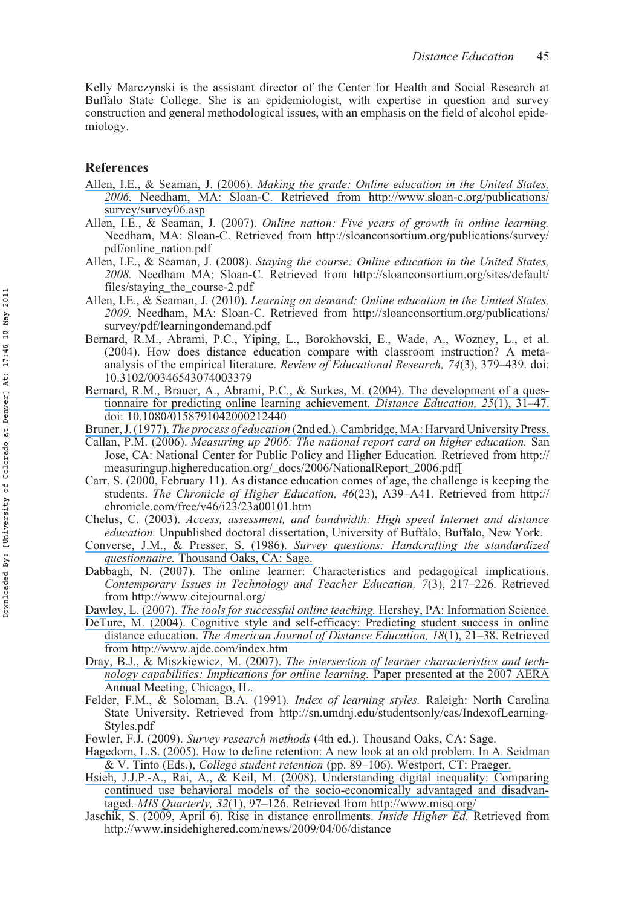Kelly Marczynski is the assistant director of the Center for Health and Social Research at Buffalo State College. She is an epidemiologist, with expertise in question and survey construction and general methodological issues, with an emphasis on the field of alcohol epidemiology.

## References

Allen, I.E., & Seaman, J. (2006). *Making the grade: Online education in the United States, 2006.* Needham, MA: Sloan-C. Retrieved from http://www.sloan-c.org/publications/survey/survey06.asp

Allen, I.E., & Seaman, J. (2007). *Online nation: Five years of growth in online learning.* Needham, MA: Sloan-C. Retrieved from http://sloanconsortium.org/publications/survey/pdf/online_nation.pdf

Allen, I.E., & Seaman, J. (2008). *Staying the course: Online education in the United States, 2008.* Needham MA: Sloan-C. Retrieved from http://sloanconsortium.org/sites/default/files/staying_the_course-2.pdf

Allen, I.E., & Seaman, J. (2010). *Learning on demand: Online education in the United States, 2009.* Needham, MA: Sloan-C. Retrieved from http://sloanconsortium.org/publications/survey/pdf/learningondemand.pdf

Bernard, R.M., Abrami, P.C., Yiping, L., Borokhovski, E., Wade, A., Wozney, L., et al. (2004). How does distance education compare with classroom instruction? A meta-analysis of the empirical literature. *Review of Educational Research, 74*(3), 379–439. doi: 10.3102/00346543074003379

Bernard, R.M., Brauer, A., Abrami, P.C., & Surkes, M. (2004). The development of a questionnaire for predicting online learning achievement. *Distance Education, 25*(1), 31–47. doi: 10.1080/0158791042000212440

Bruner, J. (1977). *The process of education* (2nd ed.). Cambridge, MA: Harvard University Press.

Callan, P.M. (2006). *Measuring up 2006: The national report card on higher education.* San Jose, CA: National Center for Public Policy and Higher Education. Retrieved from http://measuringup.highereducation.org/_docs/2006/NationalReport_2006.pdf[

Carr, S. (2000, February 11). As distance education comes of age, the challenge is keeping the students. *The Chronicle of Higher Education, 46*(23), A39–A41. Retrieved from http://chronicle.com/free/v46/i23/23a00101.htm

Chelus, C. (2003). *Access, assessment, and bandwidth: High speed Internet and distance education.* Unpublished doctoral dissertation, University of Buffalo, Buffalo, New York.

Converse, J.M., & Presser, S. (1986). *Survey questions: Handcrafting the standardized questionnaire.* Thousand Oaks, CA: Sage.

Dabbagh, N. (2007). The online learner: Characteristics and pedagogical implications. *Contemporary Issues in Technology and Teacher Education, 7*(3), 217–226. Retrieved from http://www.citejournal.org/

Dawley, L. (2007). *The tools for successful online teaching.* Hershey, PA: Information Science.

DeTure, M. (2004). Cognitive style and self-efficacy: Predicting student success in online distance education. *The American Journal of Distance Education, 18*(1), 21–38. Retrieved from http://www.ajde.com/index.htm

Dray, B.J., & Miszkiewicz, M. (2007). *The intersection of learner characteristics and technology capabilities: Implications for online learning.* Paper presented at the 2007 AERA Annual Meeting, Chicago, IL.

Felder, F.M., & Soloman, B.A. (1991). *Index of learning styles.* Raleigh: North Carolina State University. Retrieved from http://sn.umdnj.edu/studentsonly/cas/IndexofLearningStyles.pdf

Fowler, F.J. (2009). *Survey research methods* (4th ed.). Thousand Oaks, CA: Sage.

Hagedorn, L.S. (2005). How to define retention: A new look at an old problem. In A. Seidman & V. Tinto (Eds.), *College student retention* (pp. 89–106). Westport, CT: Praeger.

Hsieh, J.J.P.-A., Rai, A., & Keil, M. (2008). Understanding digital inequality: Comparing continued use behavioral models of the socio-economically advantaged and disadvantaged. *MIS Quarterly, 32*(1), 97–126. Retrieved from http://www.misq.org/

Jaschik, S. (2009, April 6). Rise in distance enrollments. *Inside Higher Ed.* Retrieved from http://www.insidehighered.com/news/2009/04/06/distance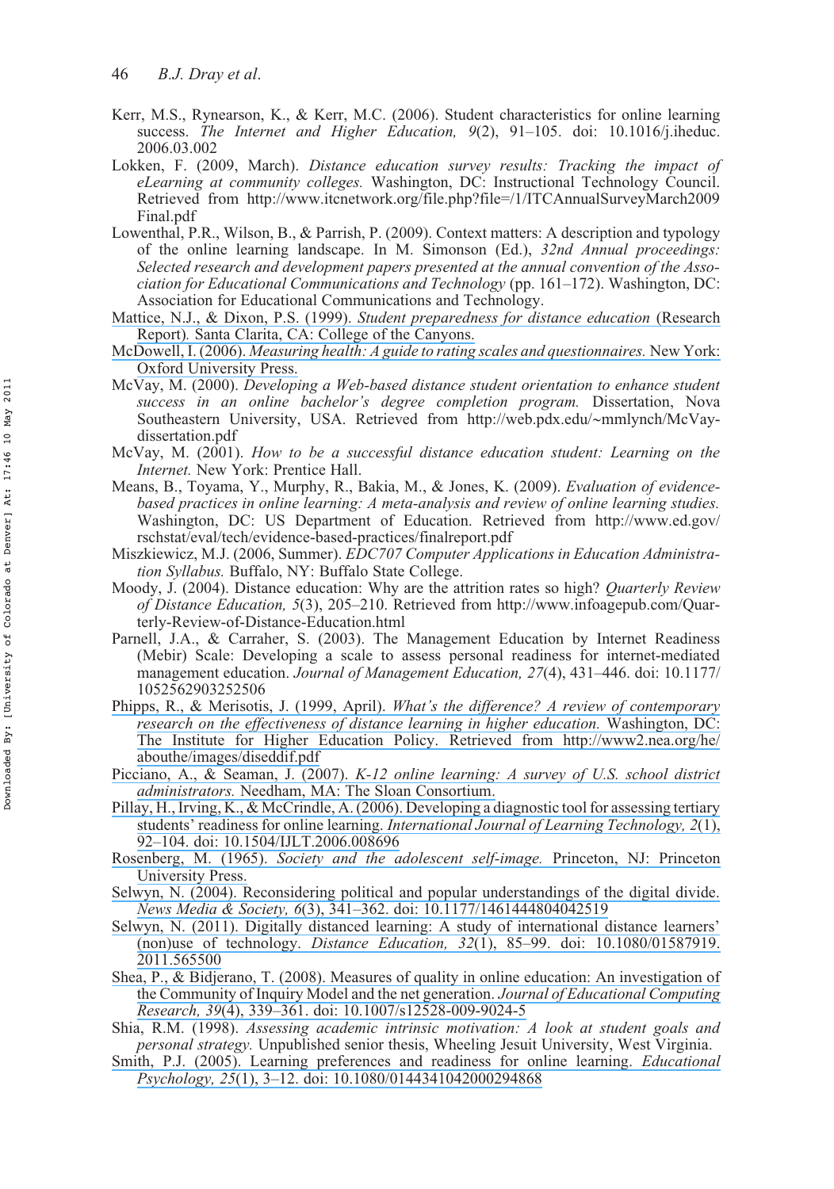Kerr, M.S., Rynearson, K., & Kerr, M.C. (2006). Student characteristics for online learning success. *The Internet and Higher Education, 9*(2), 91–105. doi: 10.1016/j.iheduc.2006.03.002

Lokken, F. (2009, March). *Distance education survey results: Tracking the impact of eLearning at community colleges.* Washington, DC: Instructional Technology Council. Retrieved from http://www.itcnetwork.org/file.php?file=/1/ITCAnnualSurveyMarch2009Final.pdf

Lowenthal, P.R., Wilson, B., & Parrish, P. (2009). Context matters: A description and typology of the online learning landscape. In M. Simonson (Ed.), *32nd Annual proceedings: Selected research and development papers presented at the annual convention of the Association for Educational Communications and Technology* (pp. 161–172). Washington, DC: Association for Educational Communications and Technology.

Mattice, N.J., & Dixon, P.S. (1999). *Student preparedness for distance education* (Research Report). Santa Clarita, CA: College of the Canyons.

McDowell, I. (2006). *Measuring health: A guide to rating scales and questionnaires.* New York: Oxford University Press.

McVay, M. (2000). *Developing a Web-based distance student orientation to enhance student success in an online bachelor's degree completion program.* Dissertation, Nova Southeastern University, USA. Retrieved from http://web.pdx.edu/~mmlynch/McVay-dissertation.pdf

McVay, M. (2001). *How to be a successful distance education student: Learning on the Internet.* New York: Prentice Hall.

Means, B., Toyama, Y., Murphy, R., Bakia, M., & Jones, K. (2009). *Evaluation of evidence-based practices in online learning: A meta-analysis and review of online learning studies.* Washington, DC: US Department of Education. Retrieved from http://www.ed.gov/rschstat/eval/tech/evidence-based-practices/finalreport.pdf

Miszkiewicz, M.J. (2006, Summer). *EDC707 Computer Applications in Education Administration Syllabus.* Buffalo, NY: Buffalo State College.

Moody, J. (2004). Distance education: Why are the attrition rates so high? *Quarterly Review of Distance Education, 5*(3), 205–210. Retrieved from http://www.infoagepub.com/Quarterly-Review-of-Distance-Education.html

Parnell, J.A., & Carraher, S. (2003). The Management Education by Internet Readiness (Mebir) Scale: Developing a scale to assess personal readiness for internet-mediated management education. *Journal of Management Education, 27*(4), 431–446. doi: 10.1177/1052562903252506

Phipps, R., & Merisotis, J. (1999, April). *What's the difference? A review of contemporary research on the effectiveness of distance learning in higher education.* Washington, DC: The Institute for Higher Education Policy. Retrieved from http://www2.nea.org/he/abouthe/images/diseddif.pdf

Picciano, A., & Seaman, J. (2007). *K-12 online learning: A survey of U.S. school district administrators.* Needham, MA: The Sloan Consortium.

Pillay, H., Irving, K., & McCrindle, A. (2006). Developing a diagnostic tool for assessing tertiary students' readiness for online learning. *International Journal of Learning Technology, 2*(1), 92–104. doi: 10.1504/IJLT.2006.008696

Rosenberg, M. (1965). *Society and the adolescent self-image.* Princeton, NJ: Princeton University Press.

Selwyn, N. (2004). Reconsidering political and popular understandings of the digital divide. *News Media & Society, 6*(3), 341–362. doi: 10.1177/1461444804042519

Selwyn, N. (2011). Digitally distanced learning: A study of international distance learners' (non)use of technology. *Distance Education, 32*(1), 85–99. doi: 10.1080/01587919.2011.565500

Shea, P., & Bidjerano, T. (2008). Measures of quality in online education: An investigation of the Community of Inquiry Model and the net generation. *Journal of Educational Computing Research, 39*(4), 339–361. doi: 10.1007/s12528-009-9024-5

Shia, R.M. (1998). *Assessing academic intrinsic motivation: A look at student goals and personal strategy.* Unpublished senior thesis, Wheeling Jesuit University, West Virginia.

Smith, P.J. (2005). Learning preferences and readiness for online learning. *Educational Psychology, 25*(1), 3–12. doi: 10.1080/0144341042000294868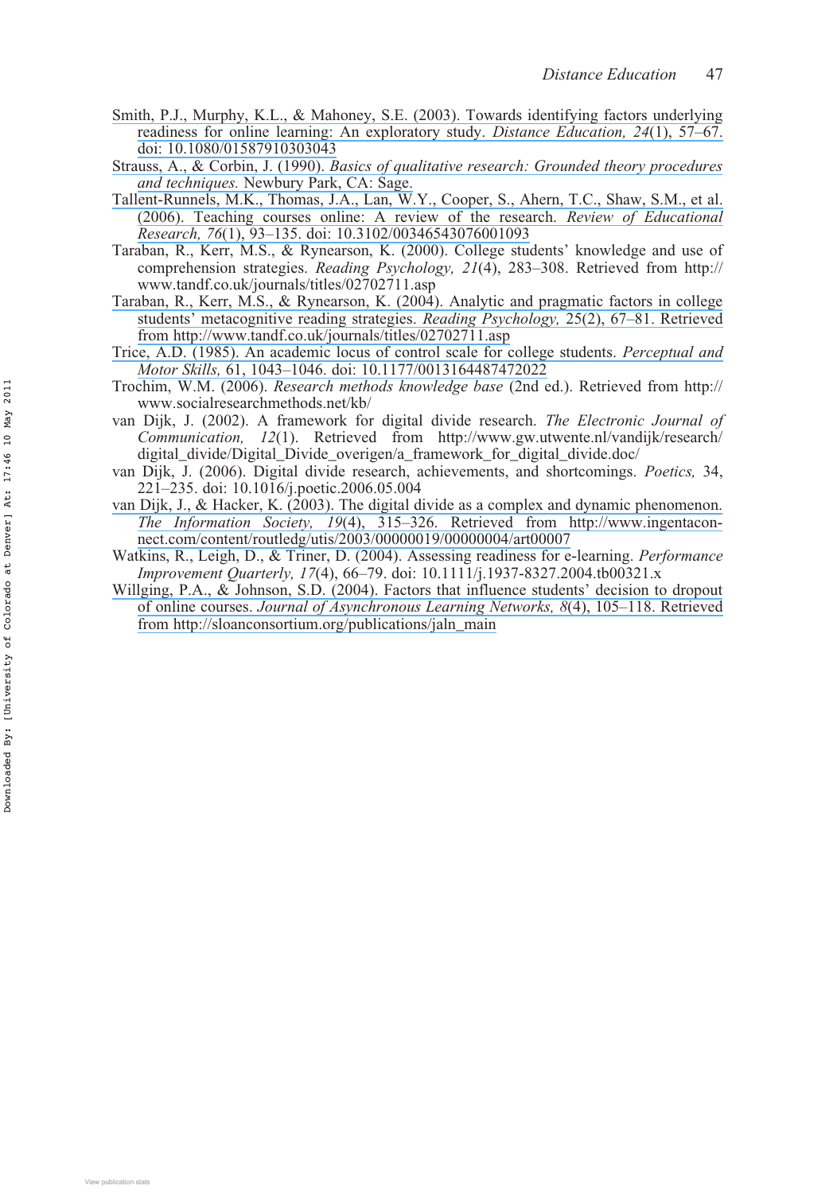Smith, P.J., Murphy, K.L., & Mahoney, S.E. (2003). Towards identifying factors underlying readiness for online learning: An exploratory study. *Distance Education, 24*(1), 57–67. doi: 10.1080/01587910303043

Strauss, A., & Corbin, J. (1990). *Basics of qualitative research: Grounded theory procedures and techniques.* Newbury Park, CA: Sage.

Tallent-Runnels, M.K., Thomas, J.A., Lan, W.Y., Cooper, S., Ahern, T.C., Shaw, S.M., et al. (2006). Teaching courses online: A review of the research. *Review of Educational Research, 76*(1), 93–135. doi: 10.3102/00346543076001093

Taraban, R., Kerr, M.S., & Rynearson, K. (2000). College students' knowledge and use of comprehension strategies. *Reading Psychology, 21*(4), 283–308. Retrieved from http://www.tandf.co.uk/journals/titles/02702711.asp

Taraban, R., Kerr, M.S., & Rynearson, K. (2004). Analytic and pragmatic factors in college students' metacognitive reading strategies. *Reading Psychology,* 25(2), 67–81. Retrieved from http://www.tandf.co.uk/journals/titles/02702711.asp

Trice, A.D. (1985). An academic locus of control scale for college students. *Perceptual and Motor Skills,* 61, 1043–1046. doi: 10.1177/0013164487472022

Trochim, W.M. (2006). *Research methods knowledge base* (2nd ed.). Retrieved from http://www.socialresearchmethods.net/kb/

van Dijk, J. (2002). A framework for digital divide research. *The Electronic Journal of Communication, 12*(1). Retrieved from http://www.gw.utwente.nl/vandijk/research/digital_divide/Digital_Divide_overigen/a_framework_for_digital_divide.doc/

van Dijk, J. (2006). Digital divide research, achievements, and shortcomings. *Poetics,* 34, 221–235. doi: 10.1016/j.poetic.2006.05.004

van Dijk, J., & Hacker, K. (2003). The digital divide as a complex and dynamic phenomenon. *The Information Society, 19*(4), 315–326. Retrieved from http://www.ingentaconnect.com/content/routledg/utis/2003/00000019/00000004/art00007

Watkins, R., Leigh, D., & Triner, D. (2004). Assessing readiness for e-learning. *Performance Improvement Quarterly, 17*(4), 66–79. doi: 10.1111/j.1937-8327.2004.tb00321.x

Willging, P.A., & Johnson, S.D. (2004). Factors that influence students' decision to dropout of online courses. *Journal of Asynchronous Learning Networks, 8*(4), 105–118. Retrieved from http://sloanconsortium.org/publications/jaln_main